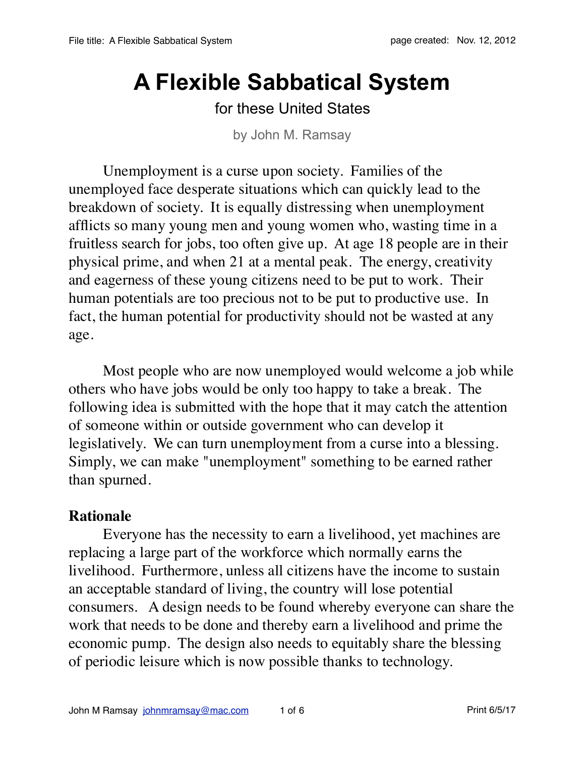# A Flexible Sabbatical System

for these United States

by John M. Ramsay

Unemployment is a curse upon society. Families of the unemployed face desperate situations which can quickly lead to the breakdown of society. It is equally distressing when unemployment afflicts so many young men and young women who, wasting time in a fruitless search for jobs, too often give up. At age 18 people are in their physical prime, and when 21 at a mental peak. The energy, creativity and eagerness of these young citizens need to be put to work. Their human potentials are too precious not to be put to productive use. In fact, the human potential for productivity should not be wasted at any age.

Most people who are now unemployed would welcome a job while others who have jobs would be only too happy to take a break. The following idea is submitted with the hope that it may catch the attention of someone within or outside government who can develop it legislatively. We can turn unemployment from a curse into a blessing. Simply, we can make "unemployment" something to be earned rather than spurned.

## Rationale

Everyone has the necessity to earn a livelihood, yet machines are replacing a large part of the workforce which normally earns the livelihood. Furthermore, unless all citizens have the income to sustain an acceptable standard of living, the country will lose potential consumers. A design needs to be found whereby everyone can share the work that needs to be done and thereby earn a livelihood and prime the economic pump. The design also needs to equitably share the blessing of periodic leisure which is now possible thanks to technology.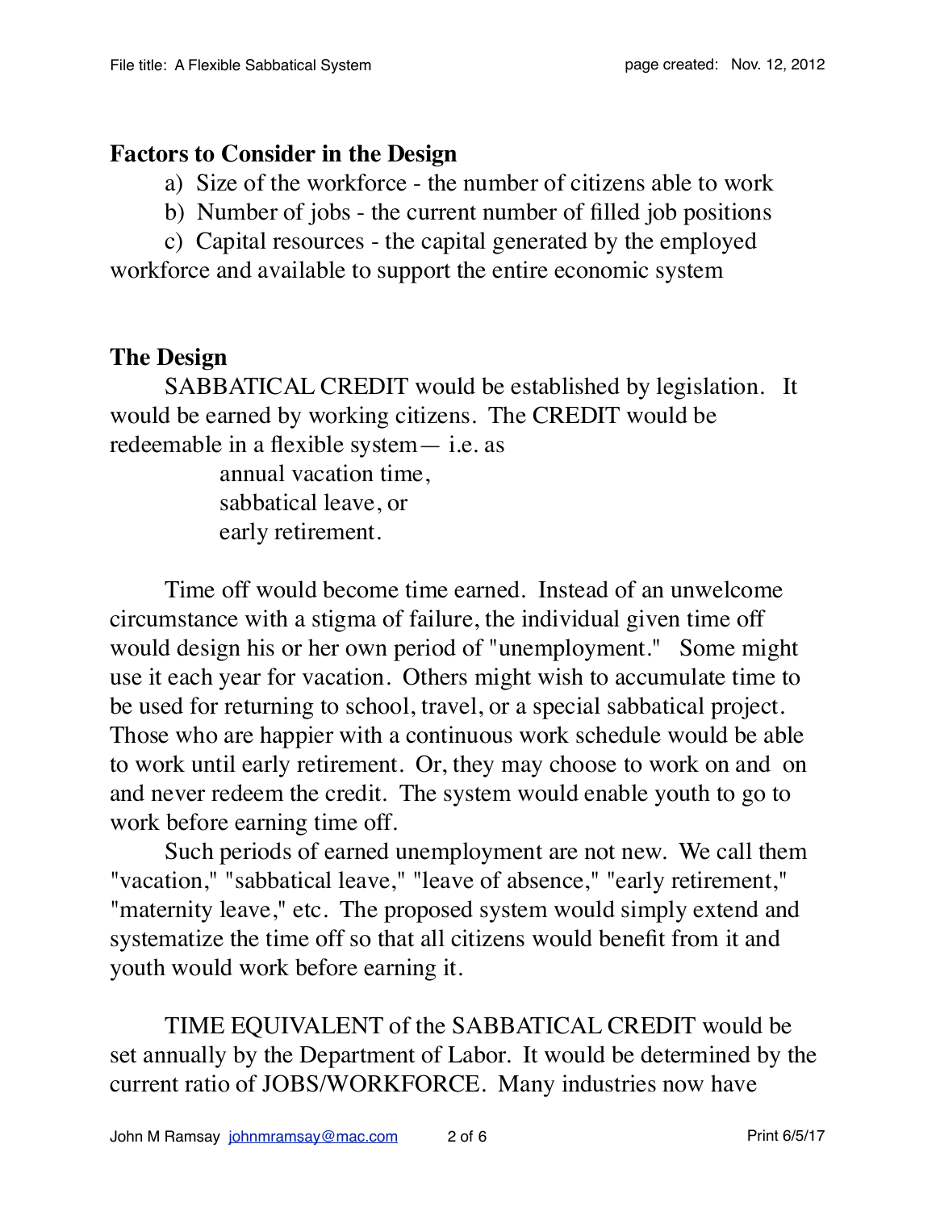## Factors to Consider in the Design

a) Size of the workforce - the number of citizens able to work

b) Number of jobs - the current number of filled job positions

c) Capital resources - the capital generated by the employed workforce and available to support the entire economic system

## The Design

SABBATICAL CREDIT would be established by legislation. It would be earned by working citizens. The CREDIT would be redeemable in a flexible system— i.e. as

annual vacation time,
sabbatical leave, or
early retirement.

Time off would become time earned. Instead of an unwelcome circumstance with a stigma of failure, the individual given time off would design his or her own period of "unemployment." Some might use it each year for vacation. Others might wish to accumulate time to be used for returning to school, travel, or a special sabbatical project. Those who are happier with a continuous work schedule would be able to work until early retirement. Or, they may choose to work on and on and never redeem the credit. The system would enable youth to go to work before earning time off.

Such periods of earned unemployment are not new. We call them "vacation," "sabbatical leave," "leave of absence," "early retirement," "maternity leave," etc. The proposed system would simply extend and systematize the time off so that all citizens would benefit from it and youth would work before earning it.

TIME EQUIVALENT of the SABBATICAL CREDIT would be set annually by the Department of Labor. It would be determined by the current ratio of JOBS/WORKFORCE. Many industries now have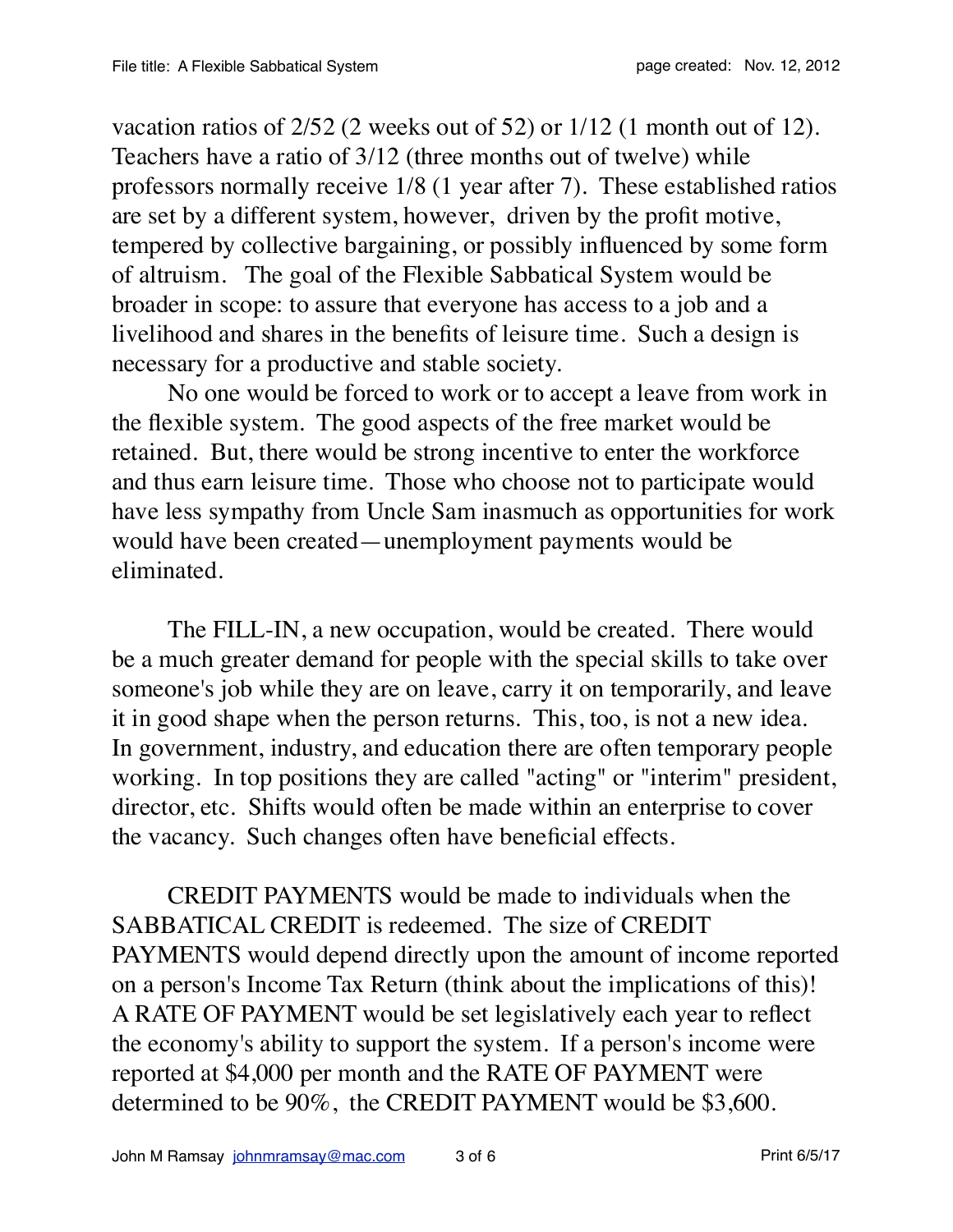vacation ratios of 2/52 (2 weeks out of 52) or 1/12 (1 month out of 12). Teachers have a ratio of 3/12 (three months out of twelve) while professors normally receive 1/8 (1 year after 7). These established ratios are set by a different system, however, driven by the profit motive, tempered by collective bargaining, or possibly influenced by some form of altruism. The goal of the Flexible Sabbatical System would be broader in scope: to assure that everyone has access to a job and a livelihood and shares in the benefits of leisure time. Such a design is necessary for a productive and stable society.

No one would be forced to work or to accept a leave from work in the flexible system. The good aspects of the free market would be retained. But, there would be strong incentive to enter the workforce and thus earn leisure time. Those who choose not to participate would have less sympathy from Uncle Sam inasmuch as opportunities for work would have been created—unemployment payments would be eliminated.

The FILL-IN, a new occupation, would be created. There would be a much greater demand for people with the special skills to take over someone's job while they are on leave, carry it on temporarily, and leave it in good shape when the person returns. This, too, is not a new idea. In government, industry, and education there are often temporary people working. In top positions they are called "acting" or "interim" president, director, etc. Shifts would often be made within an enterprise to cover the vacancy. Such changes often have beneficial effects.

CREDIT PAYMENTS would be made to individuals when the SABBATICAL CREDIT is redeemed. The size of CREDIT PAYMENTS would depend directly upon the amount of income reported on a person's Income Tax Return (think about the implications of this)! A RATE OF PAYMENT would be set legislatively each year to reflect the economy's ability to support the system. If a person's income were reported at $4,000 per month and the RATE OF PAYMENT were determined to be 90%, the CREDIT PAYMENT would be $3,600.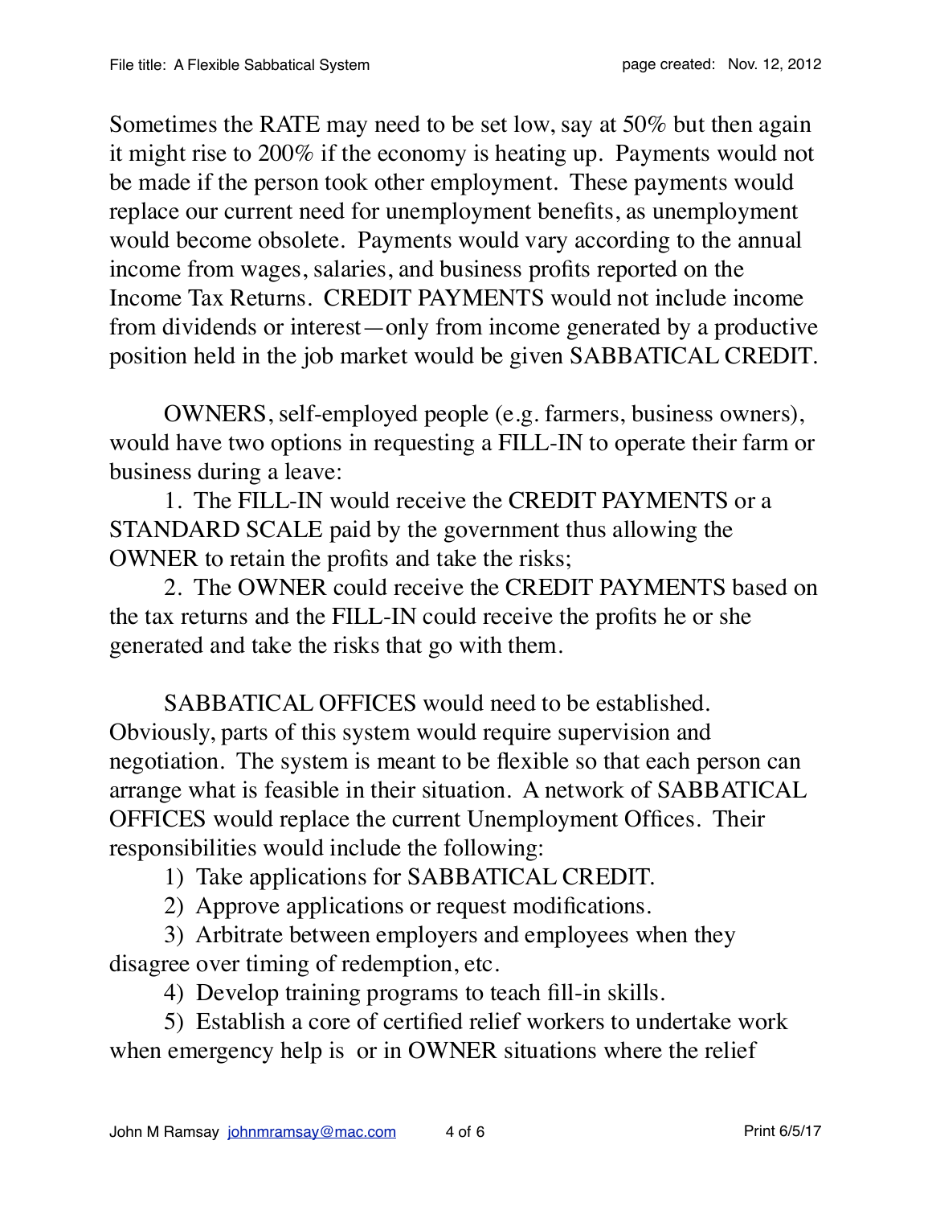Sometimes the RATE may need to be set low, say at 50% but then again it might rise to 200% if the economy is heating up. Payments would not be made if the person took other employment. These payments would replace our current need for unemployment benefits, as unemployment would become obsolete. Payments would vary according to the annual income from wages, salaries, and business profits reported on the Income Tax Returns. CREDIT PAYMENTS would not include income from dividends or interest—only from income generated by a productive position held in the job market would be given SABBATICAL CREDIT.

OWNERS, self-employed people (e.g. farmers, business owners), would have two options in requesting a FILL-IN to operate their farm or business during a leave:

1. The FILL-IN would receive the CREDIT PAYMENTS or a STANDARD SCALE paid by the government thus allowing the OWNER to retain the profits and take the risks;
2. The OWNER could receive the CREDIT PAYMENTS based on the tax returns and the FILL-IN could receive the profits he or she generated and take the risks that go with them.

SABBATICAL OFFICES would need to be established. Obviously, parts of this system would require supervision and negotiation. The system is meant to be flexible so that each person can arrange what is feasible in their situation. A network of SABBATICAL OFFICES would replace the current Unemployment Offices. Their responsibilities would include the following:

1) Take applications for SABBATICAL CREDIT.
2) Approve applications or request modifications.
3) Arbitrate between employers and employees when they disagree over timing of redemption, etc.
4) Develop training programs to teach fill-in skills.
5) Establish a core of certified relief workers to undertake work when emergency help is  or in OWNER situations where the relief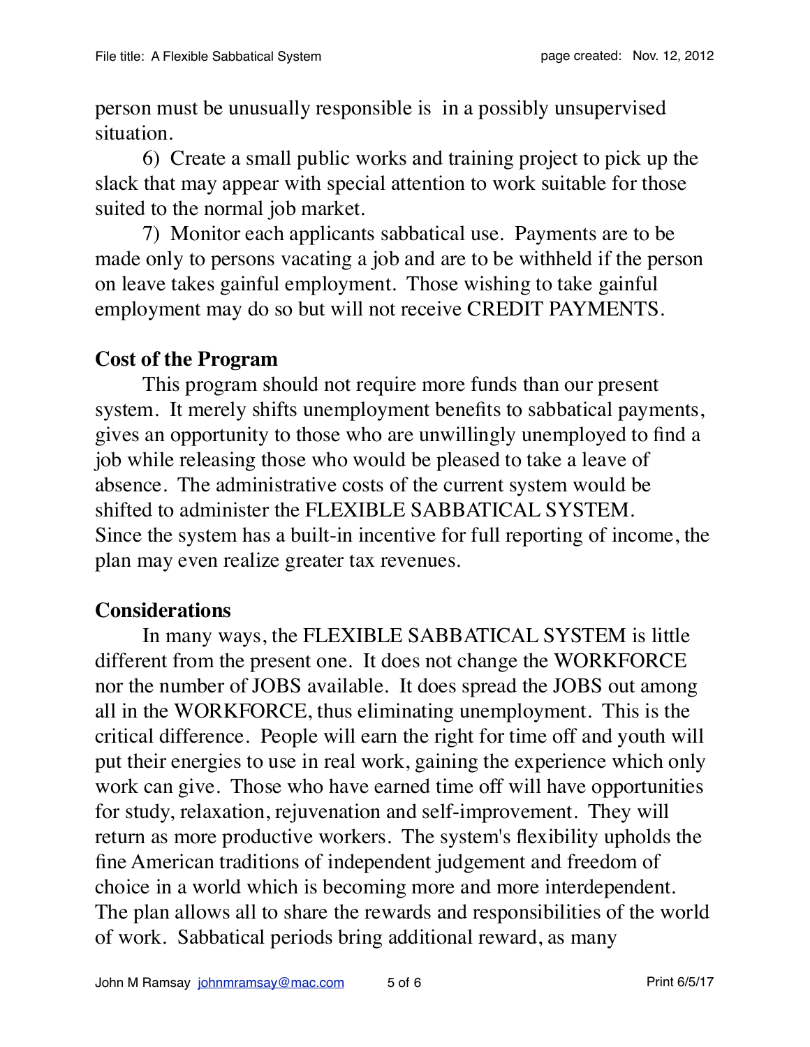person must be unusually responsible is  in a possibly unsupervised situation.

6)  Create a small public works and training project to pick up the slack that may appear with special attention to work suitable for those suited to the normal job market.

7)  Monitor each applicants sabbatical use.  Payments are to be made only to persons vacating a job and are to be withheld if the person on leave takes gainful employment.  Those wishing to take gainful employment may do so but will not receive CREDIT PAYMENTS.

**Cost of the Program**

This program should not require more funds than our present system.  It merely shifts unemployment benefits to sabbatical payments, gives an opportunity to those who are unwillingly unemployed to find a job while releasing those who would be pleased to take a leave of absence.  The administrative costs of the current system would be shifted to administer the FLEXIBLE SABBATICAL SYSTEM. Since the system has a built-in incentive for full reporting of income, the plan may even realize greater tax revenues.

**Considerations**

In many ways, the FLEXIBLE SABBATICAL SYSTEM is little different from the present one.  It does not change the WORKFORCE nor the number of JOBS available.  It does spread the JOBS out among all in the WORKFORCE, thus eliminating unemployment.  This is the critical difference.  People will earn the right for time off and youth will put their energies to use in real work, gaining the experience which only work can give.  Those who have earned time off will have opportunities for study, relaxation, rejuvenation and self-improvement.  They will return as more productive workers.  The system's flexibility upholds the fine American traditions of independent judgement and freedom of choice in a world which is becoming more and more interdependent. The plan allows all to share the rewards and responsibilities of the world of work.  Sabbatical periods bring additional reward, as many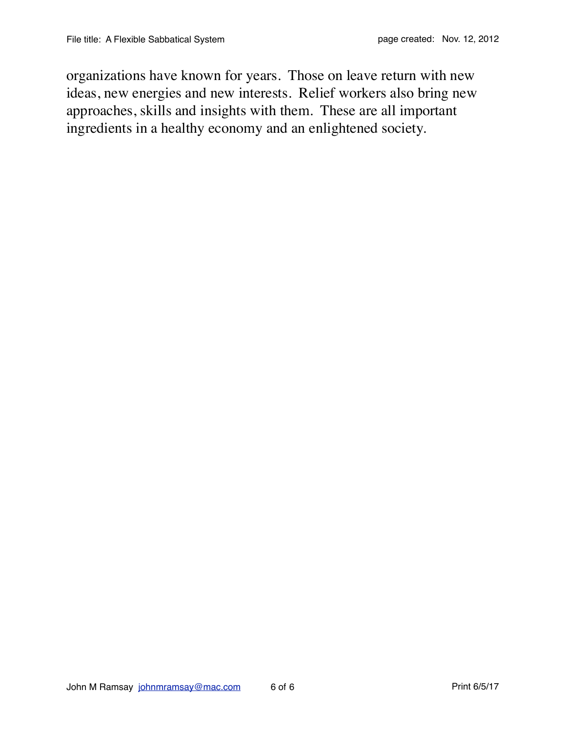organizations have known for years. Those on leave return with new ideas, new energies and new interests. Relief workers also bring new approaches, skills and insights with them. These are all important ingredients in a healthy economy and an enlightened society.